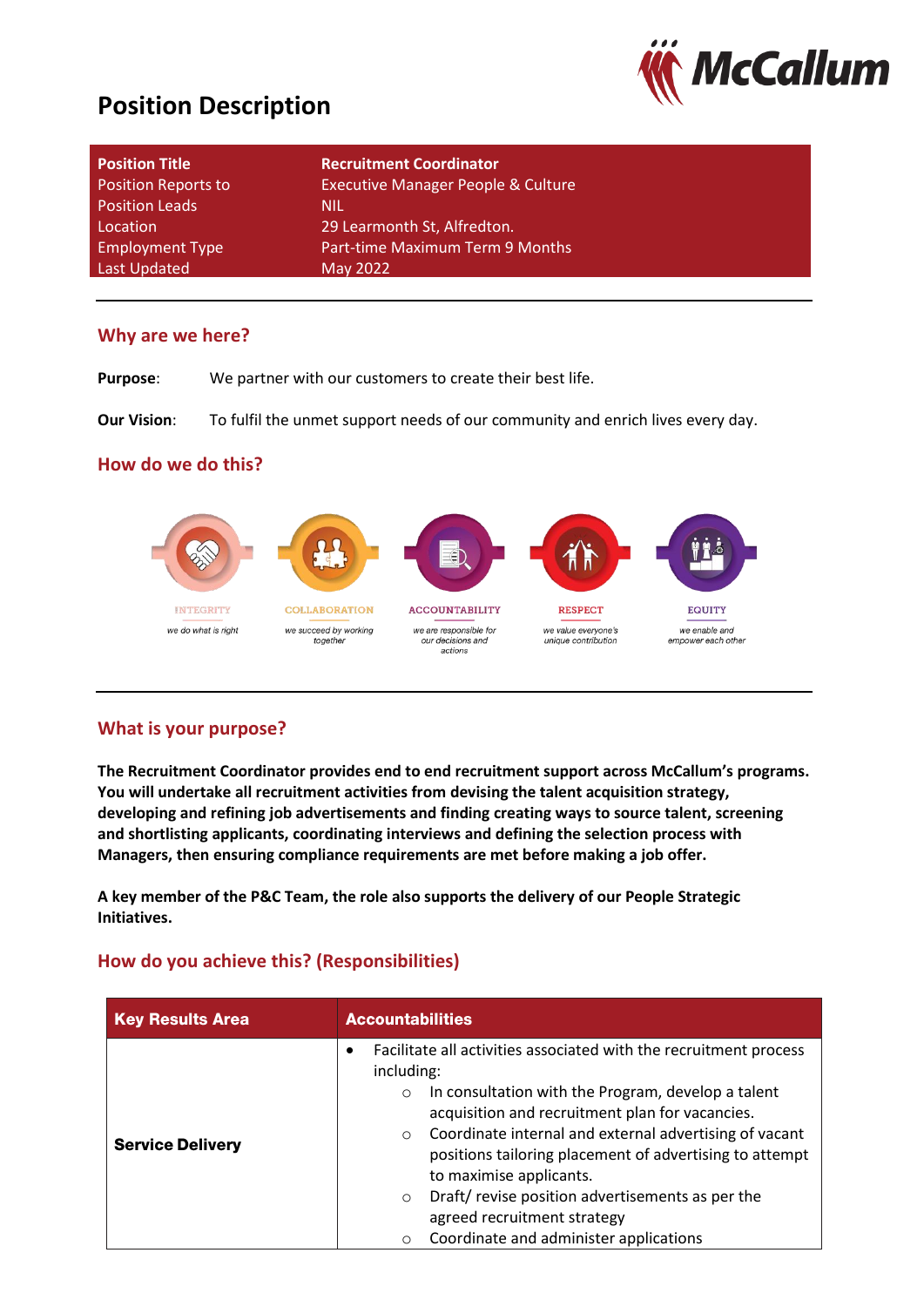# Position Description

| **Position Title** | **Recruitment Coordinator** |
|---|---|
| Position Reports to | Executive Manager People & Culture |
| Position Leads | NIL |
| Location | 29 Learmonth St, Alfredton. |
| Employment Type | Part-time Maximum Term 9 Months |
| Last Updated | May 2022 |

## Why are we here?

**Purpose**: We partner with our customers to create their best life.

**Our Vision**: To fulfil the unmet support needs of our community and enrich lives every day.

## How do we do this?

INTEGRITY
*we do what is right*

COLLABORATION
*we succeed by working together*

ACCOUNTABILITY
*we are responsible for our decisions and actions*

RESPECT
*we value everyone's unique contribution*

EQUITY
*we enable and empower each other*

## What is your purpose?

**The Recruitment Coordinator provides end to end recruitment support across McCallum's programs. You will undertake all recruitment activities from devising the talent acquisition strategy, developing and refining job advertisements and finding creating ways to source talent, screening and shortlisting applicants, coordinating interviews and defining the selection process with Managers, then ensuring compliance requirements are met before making a job offer.**

**A key member of the P&C Team, the role also supports the delivery of our People Strategic Initiatives.**

## How do you achieve this? (Responsibilities)

| Key Results Area | Accountabilities |
|---|---|
| **Service Delivery** | • Facilitate all activities associated with the recruitment process including:<br>○ In consultation with the Program, develop a talent acquisition and recruitment plan for vacancies.<br>○ Coordinate internal and external advertising of vacant positions tailoring placement of advertising to attempt to maximise applicants.<br>○ Draft/ revise position advertisements as per the agreed recruitment strategy<br>○ Coordinate and administer applications |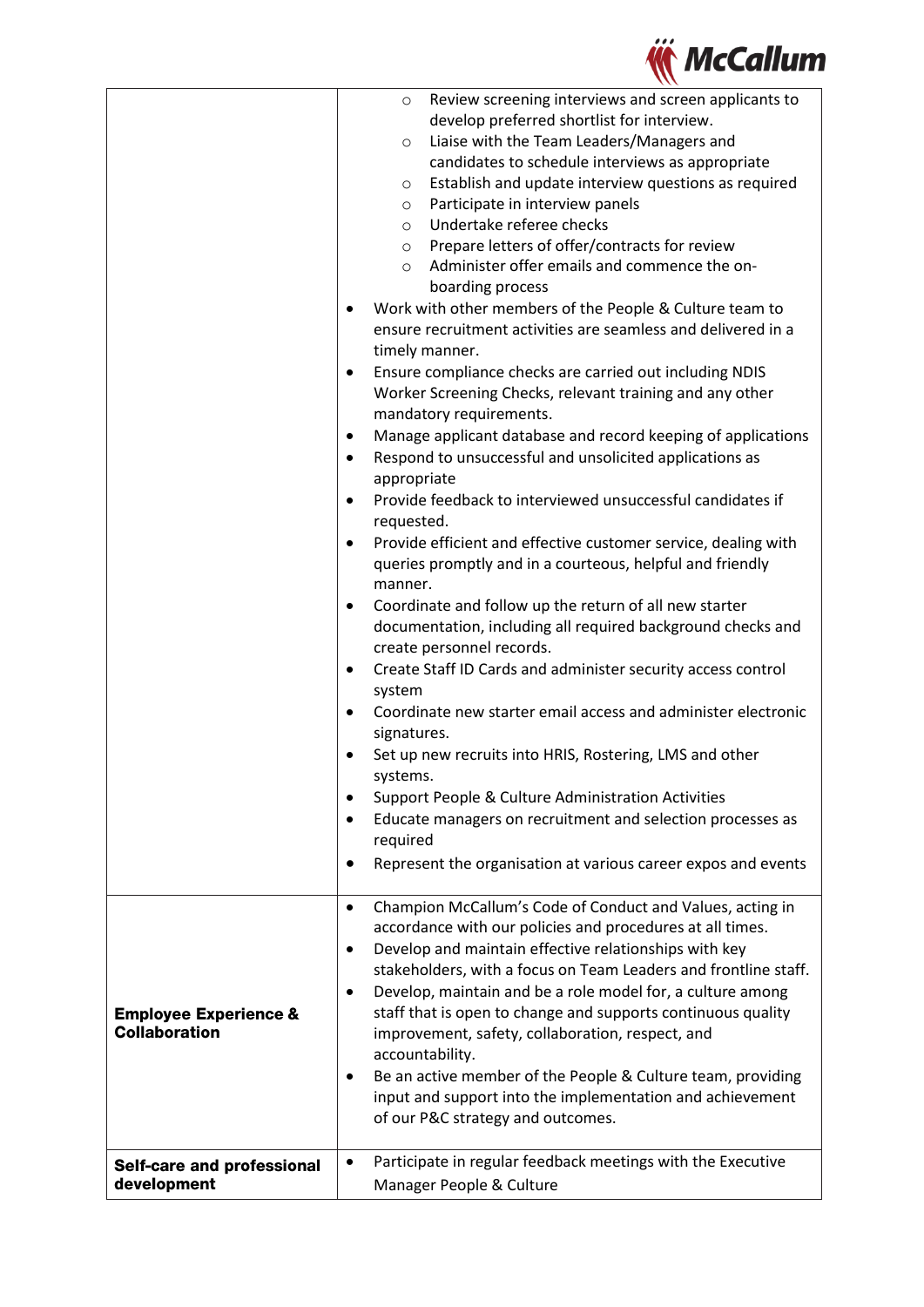| | |
|---|---|
| | ○ Review screening interviews and screen applicants to develop preferred shortlist for interview.<br>○ Liaise with the Team Leaders/Managers and candidates to schedule interviews as appropriate<br>○ Establish and update interview questions as required<br>○ Participate in interview panels<br>○ Undertake referee checks<br>○ Prepare letters of offer/contracts for review<br>○ Administer offer emails and commence the on-boarding process<br>• Work with other members of the People & Culture team to ensure recruitment activities are seamless and delivered in a timely manner.<br>• Ensure compliance checks are carried out including NDIS Worker Screening Checks, relevant training and any other mandatory requirements.<br>• Manage applicant database and record keeping of applications<br>• Respond to unsuccessful and unsolicited applications as appropriate<br>• Provide feedback to interviewed unsuccessful candidates if requested.<br>• Provide efficient and effective customer service, dealing with queries promptly and in a courteous, helpful and friendly manner.<br>• Coordinate and follow up the return of all new starter documentation, including all required background checks and create personnel records.<br>• Create Staff ID Cards and administer security access control system<br>• Coordinate new starter email access and administer electronic signatures.<br>• Set up new recruits into HRIS, Rostering, LMS and other systems.<br>• Support People & Culture Administration Activities<br>• Educate managers on recruitment and selection processes as required<br>• Represent the organisation at various career expos and events |
| **Employee Experience & Collaboration** | • Champion McCallum's Code of Conduct and Values, acting in accordance with our policies and procedures at all times.<br>• Develop and maintain effective relationships with key stakeholders, with a focus on Team Leaders and frontline staff.<br>• Develop, maintain and be a role model for, a culture among staff that is open to change and supports continuous quality improvement, safety, collaboration, respect, and accountability.<br>• Be an active member of the People & Culture team, providing input and support into the implementation and achievement of our P&C strategy and outcomes. |
| **Self-care and professional development** | • Participate in regular feedback meetings with the Executive Manager People & Culture |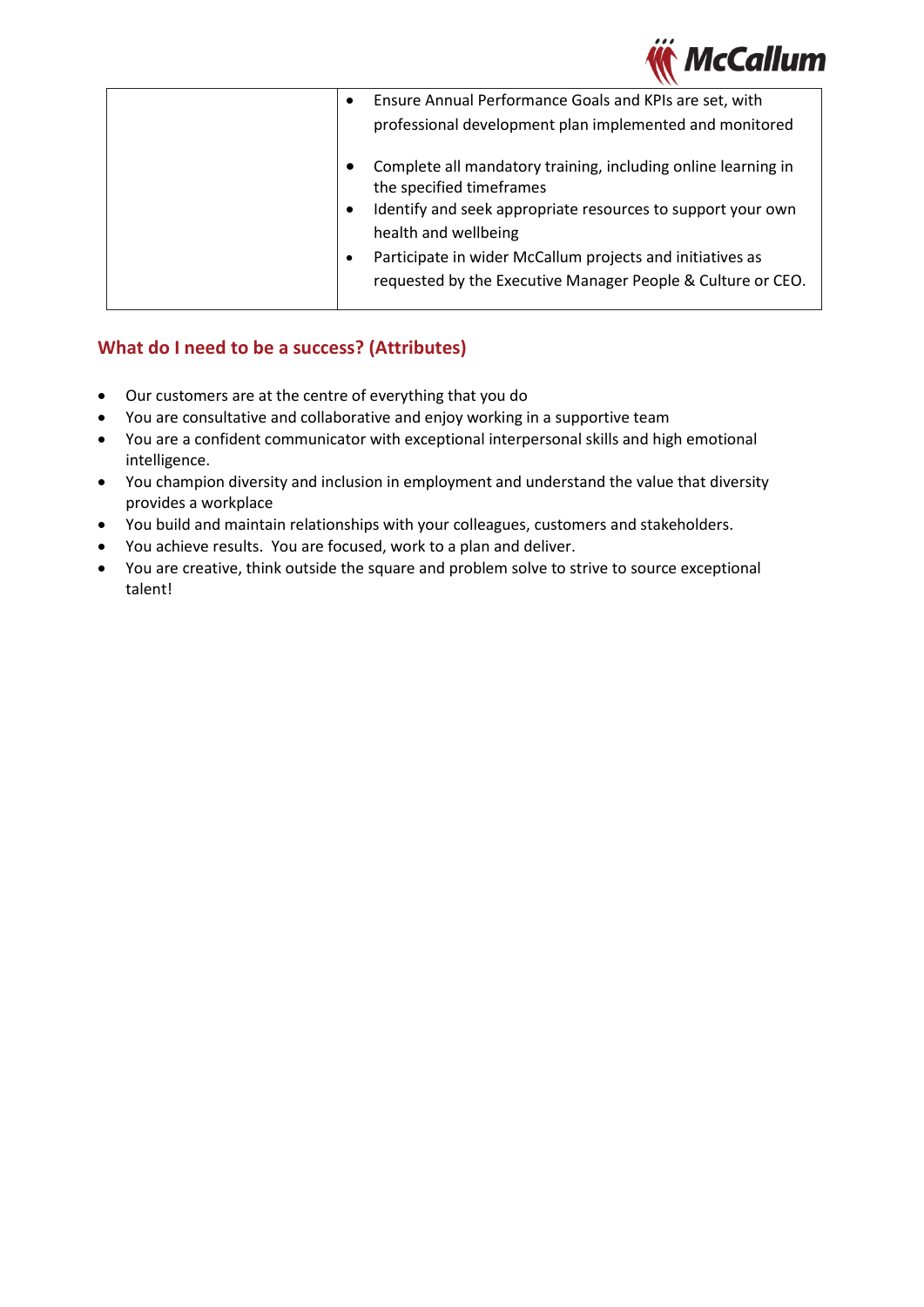| | |
|---|---|
| | • Ensure Annual Performance Goals and KPIs are set, with professional development plan implemented and monitored<br>• Complete all mandatory training, including online learning in the specified timeframes<br>• Identify and seek appropriate resources to support your own health and wellbeing<br>• Participate in wider McCallum projects and initiatives as requested by the Executive Manager People & Culture or CEO. |

## What do I need to be a success? (Attributes)

- Our customers are at the centre of everything that you do
- You are consultative and collaborative and enjoy working in a supportive team
- You are a confident communicator with exceptional interpersonal skills and high emotional intelligence.
- You champion diversity and inclusion in employment and understand the value that diversity provides a workplace
- You build and maintain relationships with your colleagues, customers and stakeholders.
- You achieve results. You are focused, work to a plan and deliver.
- You are creative, think outside the square and problem solve to strive to source exceptional talent!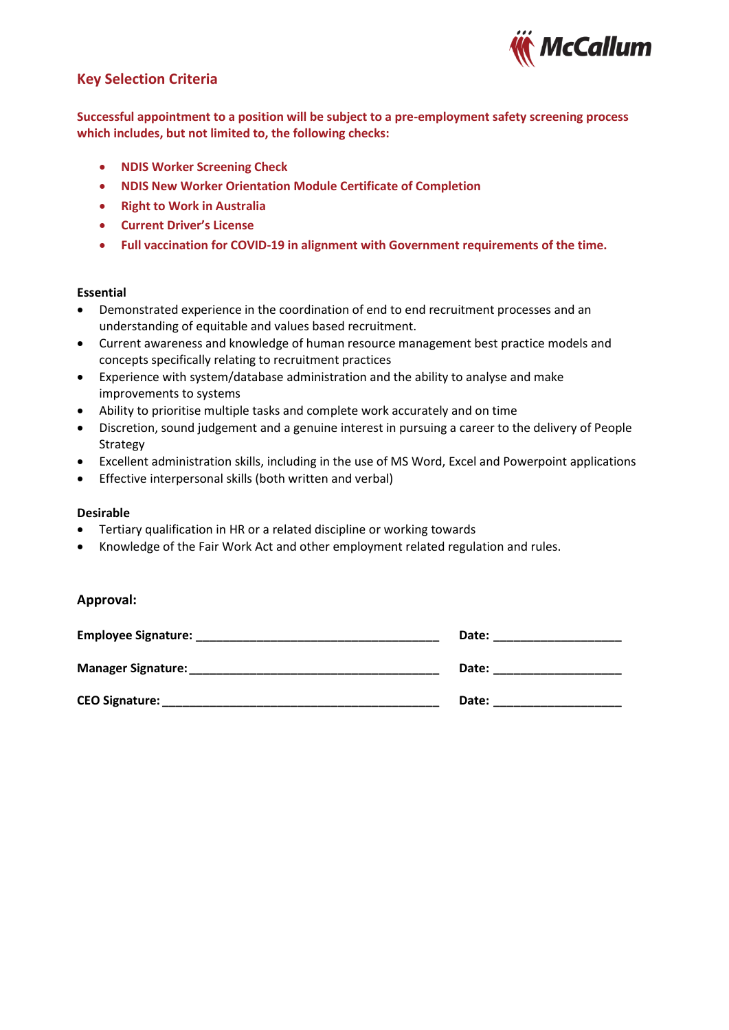## Key Selection Criteria

**Successful appointment to a position will be subject to a pre-employment safety screening process which includes, but not limited to, the following checks:**

- **NDIS Worker Screening Check**
- **NDIS New Worker Orientation Module Certificate of Completion**
- **Right to Work in Australia**
- **Current Driver's License**
- **Full vaccination for COVID-19 in alignment with Government requirements of the time.**

**Essential**

- Demonstrated experience in the coordination of end to end recruitment processes and an understanding of equitable and values based recruitment.
- Current awareness and knowledge of human resource management best practice models and concepts specifically relating to recruitment practices
- Experience with system/database administration and the ability to analyse and make improvements to systems
- Ability to prioritise multiple tasks and complete work accurately and on time
- Discretion, sound judgement and a genuine interest in pursuing a career to the delivery of People Strategy
- Excellent administration skills, including in the use of MS Word, Excel and Powerpoint applications
- Effective interpersonal skills (both written and verbal)

**Desirable**

- Tertiary qualification in HR or a related discipline or working towards
- Knowledge of the Fair Work Act and other employment related regulation and rules.

**Approval:**

**Employee Signature:** ____________________________________ **Date:** ___________________

**Manager Signature:** _____________________________________ **Date:** ___________________

**CEO Signature:** ________________________________________ **Date:** ___________________